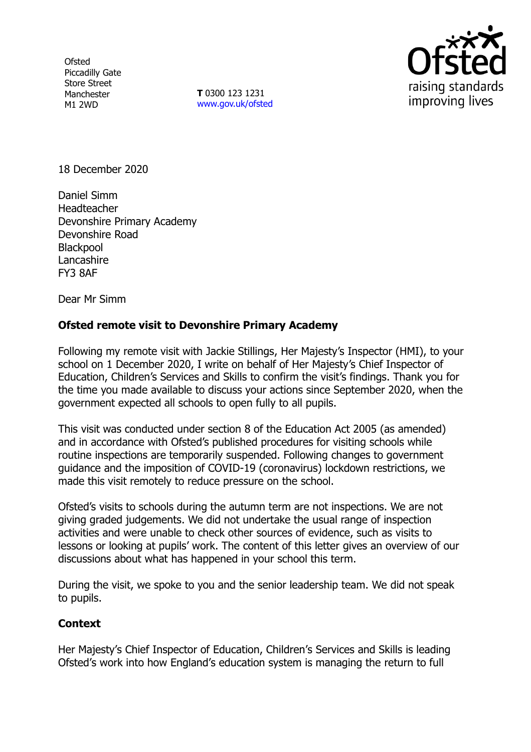Ofsted
Piccadilly Gate
Store Street
Manchester
M1 2WD

**T** 0300 123 1231
www.gov.uk/ofsted

18 December 2020

Daniel Simm
Headteacher
Devonshire Primary Academy
Devonshire Road
Blackpool
Lancashire
FY3 8AF

Dear Mr Simm

**Ofsted remote visit to Devonshire Primary Academy**

Following my remote visit with Jackie Stillings, Her Majesty's Inspector (HMI), to your school on 1 December 2020, I write on behalf of Her Majesty's Chief Inspector of Education, Children's Services and Skills to confirm the visit's findings. Thank you for the time you made available to discuss your actions since September 2020, when the government expected all schools to open fully to all pupils.

This visit was conducted under section 8 of the Education Act 2005 (as amended) and in accordance with Ofsted's published procedures for visiting schools while routine inspections are temporarily suspended. Following changes to government guidance and the imposition of COVID-19 (coronavirus) lockdown restrictions, we made this visit remotely to reduce pressure on the school.

Ofsted's visits to schools during the autumn term are not inspections. We are not giving graded judgements. We did not undertake the usual range of inspection activities and were unable to check other sources of evidence, such as visits to lessons or looking at pupils' work. The content of this letter gives an overview of our discussions about what has happened in your school this term.

During the visit, we spoke to you and the senior leadership team. We did not speak to pupils.

**Context**

Her Majesty's Chief Inspector of Education, Children's Services and Skills is leading Ofsted's work into how England's education system is managing the return to full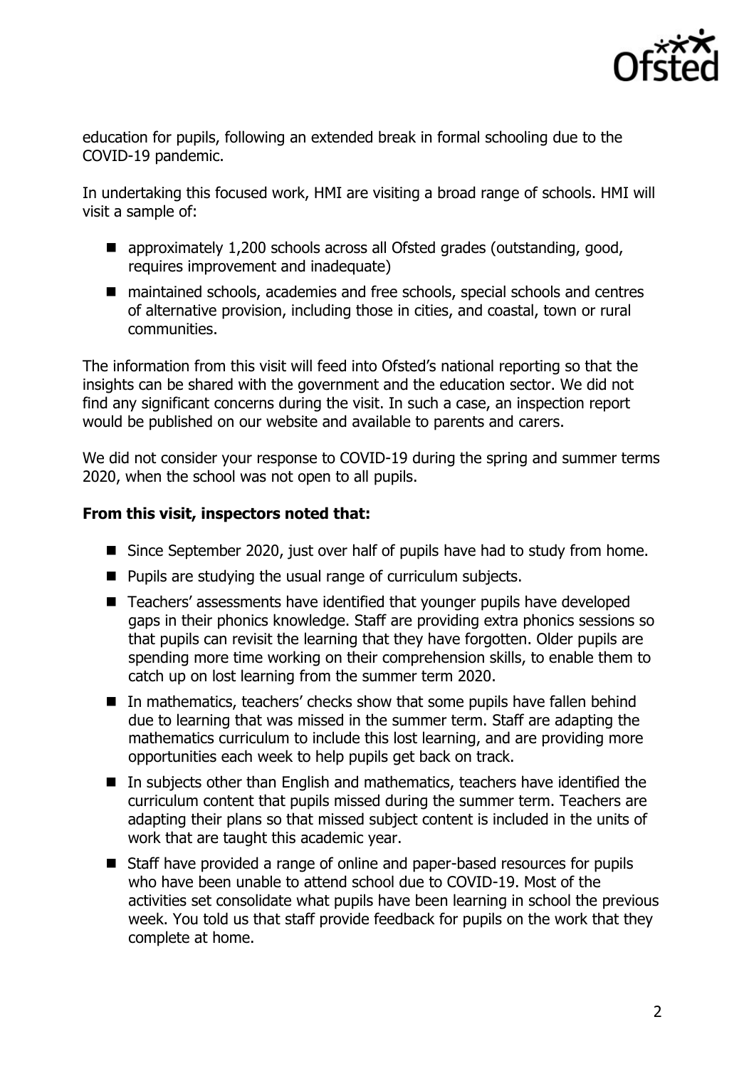education for pupils, following an extended break in formal schooling due to the COVID-19 pandemic.

In undertaking this focused work, HMI are visiting a broad range of schools. HMI will visit a sample of:

- approximately 1,200 schools across all Ofsted grades (outstanding, good, requires improvement and inadequate)
- maintained schools, academies and free schools, special schools and centres of alternative provision, including those in cities, and coastal, town or rural communities.

The information from this visit will feed into Ofsted's national reporting so that the insights can be shared with the government and the education sector. We did not find any significant concerns during the visit. In such a case, an inspection report would be published on our website and available to parents and carers.

We did not consider your response to COVID-19 during the spring and summer terms 2020, when the school was not open to all pupils.

**From this visit, inspectors noted that:**

- Since September 2020, just over half of pupils have had to study from home.
- Pupils are studying the usual range of curriculum subjects.
- Teachers' assessments have identified that younger pupils have developed gaps in their phonics knowledge. Staff are providing extra phonics sessions so that pupils can revisit the learning that they have forgotten. Older pupils are spending more time working on their comprehension skills, to enable them to catch up on lost learning from the summer term 2020.
- In mathematics, teachers' checks show that some pupils have fallen behind due to learning that was missed in the summer term. Staff are adapting the mathematics curriculum to include this lost learning, and are providing more opportunities each week to help pupils get back on track.
- In subjects other than English and mathematics, teachers have identified the curriculum content that pupils missed during the summer term. Teachers are adapting their plans so that missed subject content is included in the units of work that are taught this academic year.
- Staff have provided a range of online and paper-based resources for pupils who have been unable to attend school due to COVID-19. Most of the activities set consolidate what pupils have been learning in school the previous week. You told us that staff provide feedback for pupils on the work that they complete at home.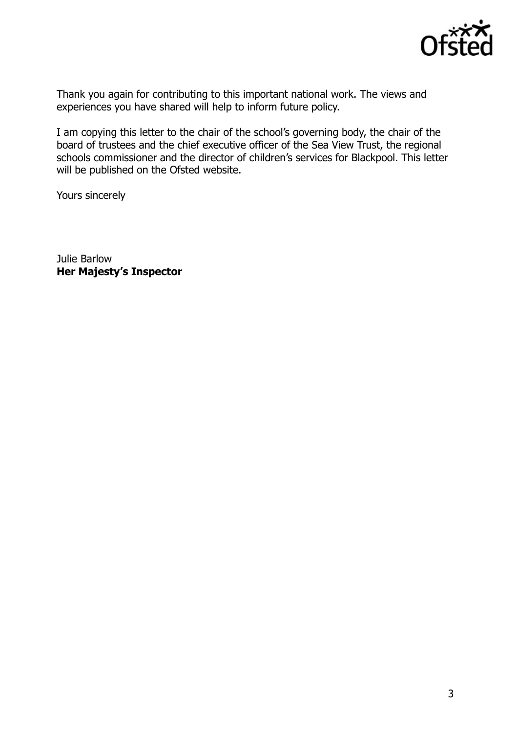Thank you again for contributing to this important national work. The views and experiences you have shared will help to inform future policy.

I am copying this letter to the chair of the school's governing body, the chair of the board of trustees and the chief executive officer of the Sea View Trust, the regional schools commissioner and the director of children's services for Blackpool. This letter will be published on the Ofsted website.

Yours sincerely

Julie Barlow
**Her Majesty's Inspector**